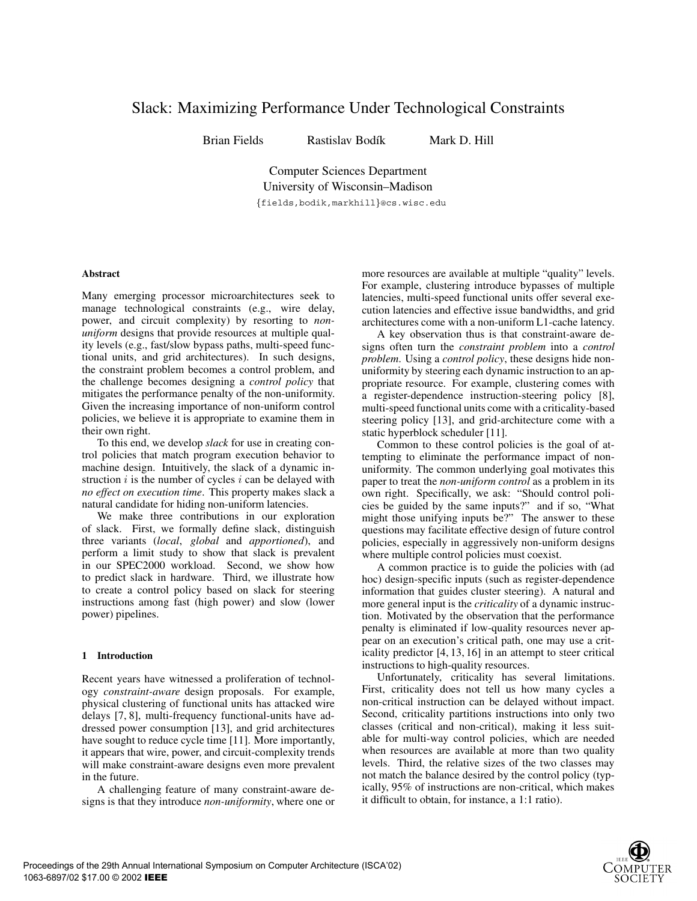# Slack: Maximizing Performance Under Technological Constraints

Brian Fields Rastislav Bodík Mark D. Hill

Computer Sciences Department
University of Wisconsin–Madison
{fields,bodik,markhill}@cs.wisc.edu

### Abstract

Many emerging processor microarchitectures seek to manage technological constraints (e.g., wire delay, power, and circuit complexity) by resorting to *non-uniform* designs that provide resources at multiple quality levels (e.g., fast/slow bypass paths, multi-speed functional units, and grid architectures). In such designs, the constraint problem becomes a control problem, and the challenge becomes designing a *control policy* that mitigates the performance penalty of the non-uniformity. Given the increasing importance of non-uniform control policies, we believe it is appropriate to examine them in their own right.

To this end, we develop *slack* for use in creating control policies that match program execution behavior to machine design. Intuitively, the slack of a dynamic instruction $i$ is the number of cycles $i$ can be delayed with *no effect on execution time*. This property makes slack a natural candidate for hiding non-uniform latencies.

We make three contributions in our exploration of slack. First, we formally define slack, distinguish three variants (*local*, *global* and *apportioned*), and perform a limit study to show that slack is prevalent in our SPEC2000 workload. Second, we show how to predict slack in hardware. Third, we illustrate how to create a control policy based on slack for steering instructions among fast (high power) and slow (lower power) pipelines.

### 1 Introduction

Recent years have witnessed a proliferation of technology *constraint-aware* design proposals. For example, physical clustering of functional units has attacked wire delays [7, 8], multi-frequency functional-units have addressed power consumption [13], and grid architectures have sought to reduce cycle time [11]. More importantly, it appears that wire, power, and circuit-complexity trends will make constraint-aware designs even more prevalent in the future.

A challenging feature of many constraint-aware designs is that they introduce *non-uniformity*, where one or more resources are available at multiple "quality" levels. For example, clustering introduce bypasses of multiple latencies, multi-speed functional units offer several execution latencies and effective issue bandwidths, and grid architectures come with a non-uniform L1-cache latency.

A key observation thus is that constraint-aware designs often turn the *constraint problem* into a *control problem*. Using a *control policy*, these designs hide non-uniformity by steering each dynamic instruction to an appropriate resource. For example, clustering comes with a register-dependence instruction-steering policy [8], multi-speed functional units come with a criticality-based steering policy [13], and grid-architecture come with a static hyperblock scheduler [11].

Common to these control policies is the goal of attempting to eliminate the performance impact of non-uniformity. The common underlying goal motivates this paper to treat the *non-uniform control* as a problem in its own right. Specifically, we ask: "Should control policies be guided by the same inputs?" and if so, "What might those unifying inputs be?" The answer to these questions may facilitate effective design of future control policies, especially in aggressively non-uniform designs where multiple control policies must coexist.

A common practice is to guide the policies with (ad hoc) design-specific inputs (such as register-dependence information that guides cluster steering). A natural and more general input is the *criticality* of a dynamic instruction. Motivated by the observation that the performance penalty is eliminated if low-quality resources never appear on an execution's critical path, one may use a criticality predictor [4, 13, 16] in an attempt to steer critical instructions to high-quality resources.

Unfortunately, criticality has several limitations. First, criticality does not tell us how many cycles a non-critical instruction can be delayed without impact. Second, criticality partitions instructions into only two classes (critical and non-critical), making it less suitable for multi-way control policies, which are needed when resources are available at more than two quality levels. Third, the relative sizes of the two classes may not match the balance desired by the control policy (typically, 95% of instructions are non-critical, which makes it difficult to obtain, for instance, a 1:1 ratio).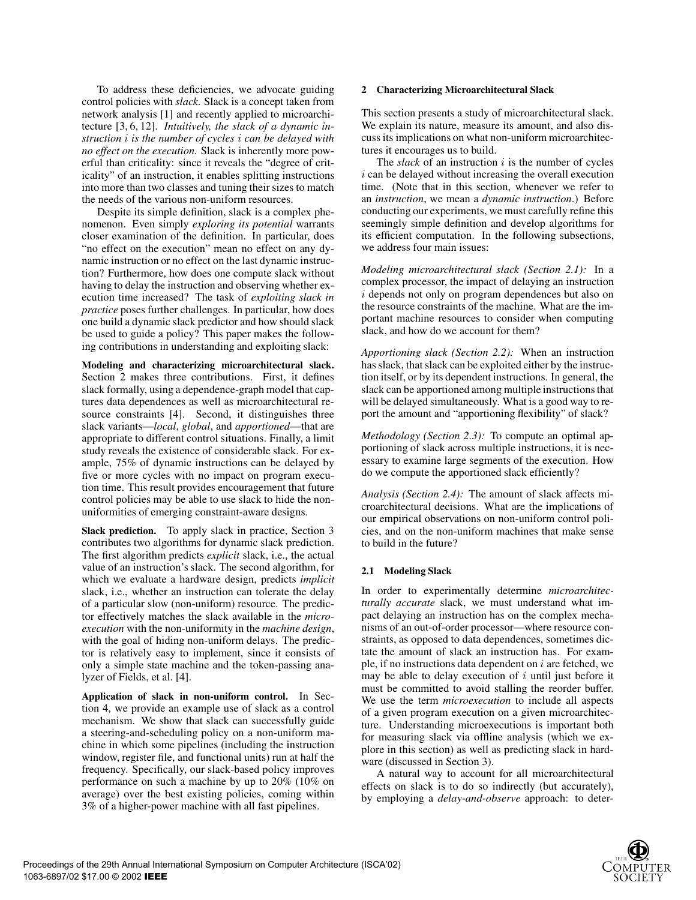To address these deficiencies, we advocate guiding control policies with *slack*. Slack is a concept taken from network analysis [1] and recently applied to microarchitecture [3, 6, 12]. *Intuitively, the slack of a dynamic instruction $i$ is the number of cycles $i$ can be delayed with no effect on the execution.* Slack is inherently more powerful than criticality: since it reveals the "degree of criticality" of an instruction, it enables splitting instructions into more than two classes and tuning their sizes to match the needs of the various non-uniform resources.

Despite its simple definition, slack is a complex phenomenon. Even simply *exploring its potential* warrants closer examination of the definition. In particular, does "no effect on the execution" mean no effect on any dynamic instruction or no effect on the last dynamic instruction? Furthermore, how does one compute slack without having to delay the instruction and observing whether execution time increased? The task of *exploiting slack in practice* poses further challenges. In particular, how does one build a dynamic slack predictor and how should slack be used to guide a policy? This paper makes the following contributions in understanding and exploiting slack:

**Modeling and characterizing microarchitectural slack.** Section 2 makes three contributions. First, it defines slack formally, using a dependence-graph model that captures data dependences as well as microarchitectural resource constraints [4]. Second, it distinguishes three slack variants—*local*, *global*, and *apportioned*—that are appropriate to different control situations. Finally, a limit study reveals the existence of considerable slack. For example, 75% of dynamic instructions can be delayed by five or more cycles with no impact on program execution time. This result provides encouragement that future control policies may be able to use slack to hide the non-uniformities of emerging constraint-aware designs.

**Slack prediction.** To apply slack in practice, Section 3 contributes two algorithms for dynamic slack prediction. The first algorithm predicts *explicit* slack, i.e., the actual value of an instruction's slack. The second algorithm, for which we evaluate a hardware design, predicts *implicit* slack, i.e., whether an instruction can tolerate the delay of a particular slow (non-uniform) resource. The predictor effectively matches the slack available in the *microexecution* with the non-uniformity in the *machine design*, with the goal of hiding non-uniform delays. The predictor is relatively easy to implement, since it consists of only a simple state machine and the token-passing analyzer of Fields, et al. [4].

**Application of slack in non-uniform control.** In Section 4, we provide an example use of slack as a control mechanism. We show that slack can successfully guide a steering-and-scheduling policy on a non-uniform machine in which some pipelines (including the instruction window, register file, and functional units) run at half the frequency. Specifically, our slack-based policy improves performance on such a machine by up to 20% (10% on average) over the best existing policies, coming within 3% of a higher-power machine with all fast pipelines.

## 2 Characterizing Microarchitectural Slack

This section presents a study of microarchitectural slack. We explain its nature, measure its amount, and also discuss its implications on what non-uniform microarchitectures it encourages us to build.

The *slack* of an instruction $i$ is the number of cycles $i$ can be delayed without increasing the overall execution time. (Note that in this section, whenever we refer to an *instruction*, we mean a *dynamic instruction*.) Before conducting our experiments, we must carefully refine this seemingly simple definition and develop algorithms for its efficient computation. In the following subsections, we address four main issues:

*Modeling microarchitectural slack (Section 2.1):* In a complex processor, the impact of delaying an instruction $i$ depends not only on program dependences but also on the resource constraints of the machine. What are the important machine resources to consider when computing slack, and how do we account for them?

*Apportioning slack (Section 2.2):* When an instruction has slack, that slack can be exploited either by the instruction itself, or by its dependent instructions. In general, the slack can be apportioned among multiple instructions that will be delayed simultaneously. What is a good way to report the amount and "apportioning flexibility" of slack?

*Methodology (Section 2.3):* To compute an optimal apportioning of slack across multiple instructions, it is necessary to examine large segments of the execution. How do we compute the apportioned slack efficiently?

*Analysis (Section 2.4):* The amount of slack affects microarchitectural decisions. What are the implications of our empirical observations on non-uniform control policies, and on the non-uniform machines that make sense to build in the future?

### 2.1 Modeling Slack

In order to experimentally determine *microarchitecturally accurate* slack, we must understand what impact delaying an instruction has on the complex mechanisms of an out-of-order processor—where resource constraints, as opposed to data dependences, sometimes dictate the amount of slack an instruction has. For example, if no instructions data dependent on $i$ are fetched, we may be able to delay execution of $i$ until just before it must be committed to avoid stalling the reorder buffer. We use the term *microexecution* to include all aspects of a given program execution on a given microarchitecture. Understanding microexecutions is important both for measuring slack via offline analysis (which we explore in this section) as well as predicting slack in hardware (discussed in Section 3).

A natural way to account for all microarchitectural effects on slack is to do so indirectly (but accurately), by employing a *delay-and-observe* approach: to deter-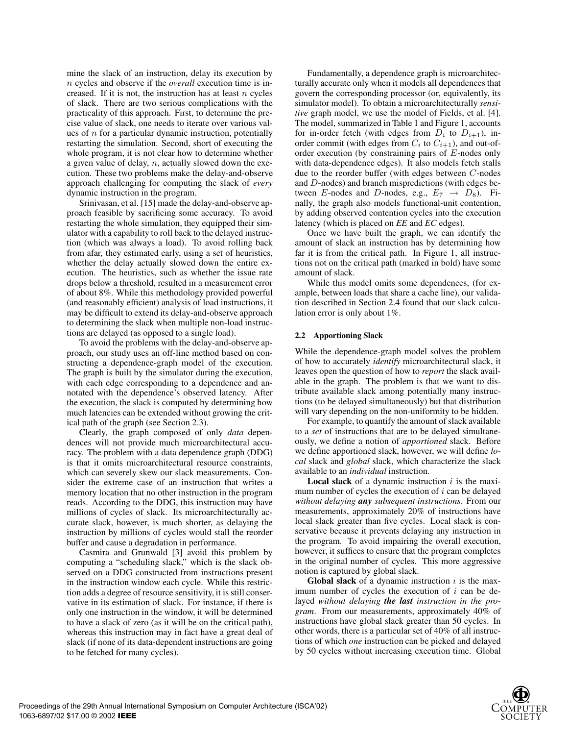mine the slack of an instruction, delay its execution by $n$ cycles and observe if the *overall* execution time is increased. If it is not, the instruction has at least $n$ cycles of slack. There are two serious complications with the practicality of this approach. First, to determine the precise value of slack, one needs to iterate over various values of $n$ for a particular dynamic instruction, potentially restarting the simulation. Second, short of executing the whole program, it is not clear how to determine whether a given value of delay, $n$, actually slowed down the execution. These two problems make the delay-and-observe approach challenging for computing the slack of *every* dynamic instruction in the program.

Srinivasan, et al. [15] made the delay-and-observe approach feasible by sacrificing some accuracy. To avoid restarting the whole simulation, they equipped their simulator with a capability to roll back to the delayed instruction (which was always a load). To avoid rolling back from afar, they estimated early, using a set of heuristics, whether the delay actually slowed down the entire execution. The heuristics, such as whether the issue rate drops below a threshold, resulted in a measurement error of about 8%. While this methodology provided powerful (and reasonably efficient) analysis of load instructions, it may be difficult to extend its delay-and-observe approach to determining the slack when multiple non-load instructions are delayed (as opposed to a single load).

To avoid the problems with the delay-and-observe approach, our study uses an off-line method based on constructing a dependence-graph model of the execution. The graph is built by the simulator during the execution, with each edge corresponding to a dependence and annotated with the dependence's observed latency. After the execution, the slack is computed by determining how much latencies can be extended without growing the critical path of the graph (see Section 2.3).

Clearly, the graph composed of only *data* dependences will not provide much microarchitectural accuracy. The problem with a data dependence graph (DDG) is that it omits microarchitectural resource constraints, which can severely skew our slack measurements. Consider the extreme case of an instruction that writes a memory location that no other instruction in the program reads. According to the DDG, this instruction may have millions of cycles of slack. Its microarchitecturally accurate slack, however, is much shorter, as delaying the instruction by millions of cycles would stall the reorder buffer and cause a degradation in performance.

Casmira and Grunwald [3] avoid this problem by computing a "scheduling slack," which is the slack observed on a DDG constructed from instructions present in the instruction window each cycle. While this restriction adds a degree of resource sensitivity, it is still conservative in its estimation of slack. For instance, if there is only one instruction in the window, it will be determined to have a slack of zero (as it will be on the critical path), whereas this instruction may in fact have a great deal of slack (if none of its data-dependent instructions are going to be fetched for many cycles).

Fundamentally, a dependence graph is microarchitecturally accurate only when it models all dependences that govern the corresponding processor (or, equivalently, its simulator model). To obtain a microarchitecturally *sensitive* graph model, we use the model of Fields, et al. [4]. The model, summarized in Table 1 and Figure 1, accounts for in-order fetch (with edges from $D_i$ to $D_{i+1}$), in-order commit (with edges from $C_i$ to $C_{i+1}$), and out-of-order execution (by constraining pairs of $E$-nodes only with data-dependence edges). It also models fetch stalls due to the reorder buffer (with edges between $C$-nodes and $D$-nodes) and branch mispredictions (with edges between $E$-nodes and $D$-nodes, e.g., $E_7 \rightarrow D_8$). Finally, the graph also models functional-unit contention, by adding observed contention cycles into the execution latency (which is placed on *EE* and *EC* edges).

Once we have built the graph, we can identify the amount of slack an instruction has by determining how far it is from the critical path. In Figure 1, all instructions not on the critical path (marked in bold) have some amount of slack.

While this model omits some dependences, (for example, between loads that share a cache line), our validation described in Section 2.4 found that our slack calculation error is only about 1%.

### 2.2 Apportioning Slack

While the dependence-graph model solves the problem of how to accurately *identify* microarchitectural slack, it leaves open the question of how to *report* the slack available in the graph. The problem is that we want to distribute available slack among potentially many instructions (to be delayed simultaneously) but that distribution will vary depending on the non-uniformity to be hidden.

For example, to quantify the amount of slack available to a *set* of instructions that are to be delayed simultaneously, we define a notion of *apportioned* slack. Before we define apportioned slack, however, we will define *local* slack and *global* slack, which characterize the slack available to an *individual* instruction.

**Local slack** of a dynamic instruction $i$ is the maximum number of cycles the execution of $i$ can be delayed *without delaying **any** subsequent instructions*. From our measurements, approximately 20% of instructions have local slack greater than five cycles. Local slack is conservative because it prevents delaying any instruction in the program. To avoid impairing the overall execution, however, it suffices to ensure that the program completes in the original number of cycles. This more aggressive notion is captured by global slack.

**Global slack** of a dynamic instruction $i$ is the maximum number of cycles the execution of $i$ can be delayed *without delaying **the last** instruction in the program*. From our measurements, approximately 40% of instructions have global slack greater than 50 cycles. In other words, there is a particular set of 40% of all instructions of which *one* instruction can be picked and delayed by 50 cycles without increasing execution time. Global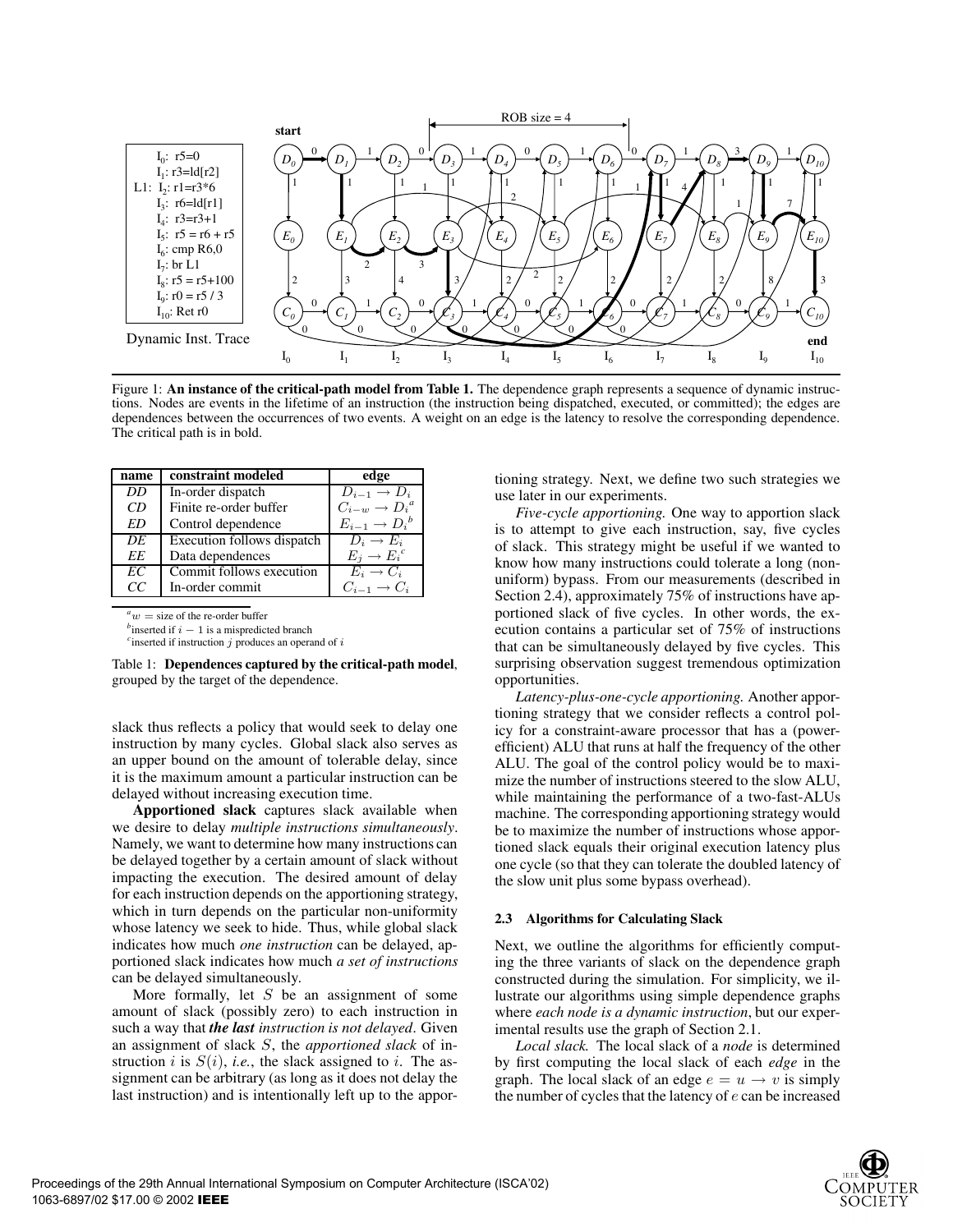I$_0$: r5=0
I$_1$: r3=ld[r2]
L1: I$_2$: r1=r3*6
I$_3$: r6=ld[r1]
I$_4$: r3=r3+1
I$_5$: r5 = r6 + r5
I$_6$: cmp R6,0
I$_7$: br L1
I$_8$: r5 = r5+100
I$_9$: r0 = r5 / 3
I$_{10}$: Ret r0

Dynamic Inst. Trace

Figure 1: **An instance of the critical-path model from Table 1.** The dependence graph represents a sequence of dynamic instructions. Nodes are events in the lifetime of an instruction (the instruction being dispatched, executed, or committed); the edges are dependences between the occurrences of two events. A weight on an edge is the latency to resolve the corresponding dependence. The critical path is in bold.

| name | constraint modeled | edge |
|---|---|---|
| *DD* | In-order dispatch | $D_{i-1} \to D_i$ |
| *CD* | Finite re-order buffer | $C_{i-w} \to D_i$ [a] |
| *ED* | Control dependence | $E_{i-1} \to D_i$ [b] |
| *DE* | Execution follows dispatch | $D_i \to E_i$ |
| *EE* | Data dependences | $E_j \to E_i$ [c] |
| *EC* | Commit follows execution | $E_i \to C_i$ |
| *CC* | In-order commit | $C_{i-1} \to C_i$ |

[a] $w$ = size of the re-order buffer
[b] inserted if $i - 1$ is a mispredicted branch
[c] inserted if instruction $j$ produces an operand of $i$

Table 1: **Dependences captured by the critical-path model**, grouped by the target of the dependence.

slack thus reflects a policy that would seek to delay one instruction by many cycles. Global slack also serves as an upper bound on the amount of tolerable delay, since it is the maximum amount a particular instruction can be delayed without increasing execution time.

**Apportioned slack** captures slack available when we desire to delay *multiple instructions simultaneously*. Namely, we want to determine how many instructions can be delayed together by a certain amount of slack without impacting the execution. The desired amount of delay for each instruction depends on the apportioning strategy, which in turn depends on the particular non-uniformity whose latency we seek to hide. Thus, while global slack indicates how much *one instruction* can be delayed, apportioned slack indicates how much *a set of instructions* can be delayed simultaneously.

More formally, let $S$ be an assignment of some amount of slack (possibly zero) to each instruction in such a way that ***the last*** *instruction is not delayed*. Given an assignment of slack $S$, the *apportioned slack* of instruction $i$ is $S(i)$, *i.e.*, the slack assigned to $i$. The assignment can be arbitrary (as long as it does not delay the last instruction) and is intentionally left up to the apportioning strategy. Next, we define two such strategies we use later in our experiments.

*Five-cycle apportioning.* One way to apportion slack is to attempt to give each instruction, say, five cycles of slack. This strategy might be useful if we wanted to know how many instructions could tolerate a long (non-uniform) bypass. From our measurements (described in Section 2.4), approximately 75% of instructions have apportioned slack of five cycles. In other words, the execution contains a particular set of 75% of instructions that can be simultaneously delayed by five cycles. This surprising observation suggest tremendous optimization opportunities.

*Latency-plus-one-cycle apportioning.* Another apportioning strategy that we consider reflects a control policy for a constraint-aware processor that has a (power-efficient) ALU that runs at half the frequency of the other ALU. The goal of the control policy would be to maximize the number of instructions steered to the slow ALU, while maintaining the performance of a two-fast-ALUs machine. The corresponding apportioning strategy would be to maximize the number of instructions whose apportioned slack equals their original execution latency plus one cycle (so that they can tolerate the doubled latency of the slow unit plus some bypass overhead).

### 2.3 Algorithms for Calculating Slack

Next, we outline the algorithms for efficiently computing the three variants of slack on the dependence graph constructed during the simulation. For simplicity, we illustrate our algorithms using simple dependence graphs where *each node is a dynamic instruction*, but our experimental results use the graph of Section 2.1.

*Local slack.* The local slack of a *node* is determined by first computing the local slack of each *edge* in the graph. The local slack of an edge $e = u \to v$ is simply the number of cycles that the latency of $e$ can be increased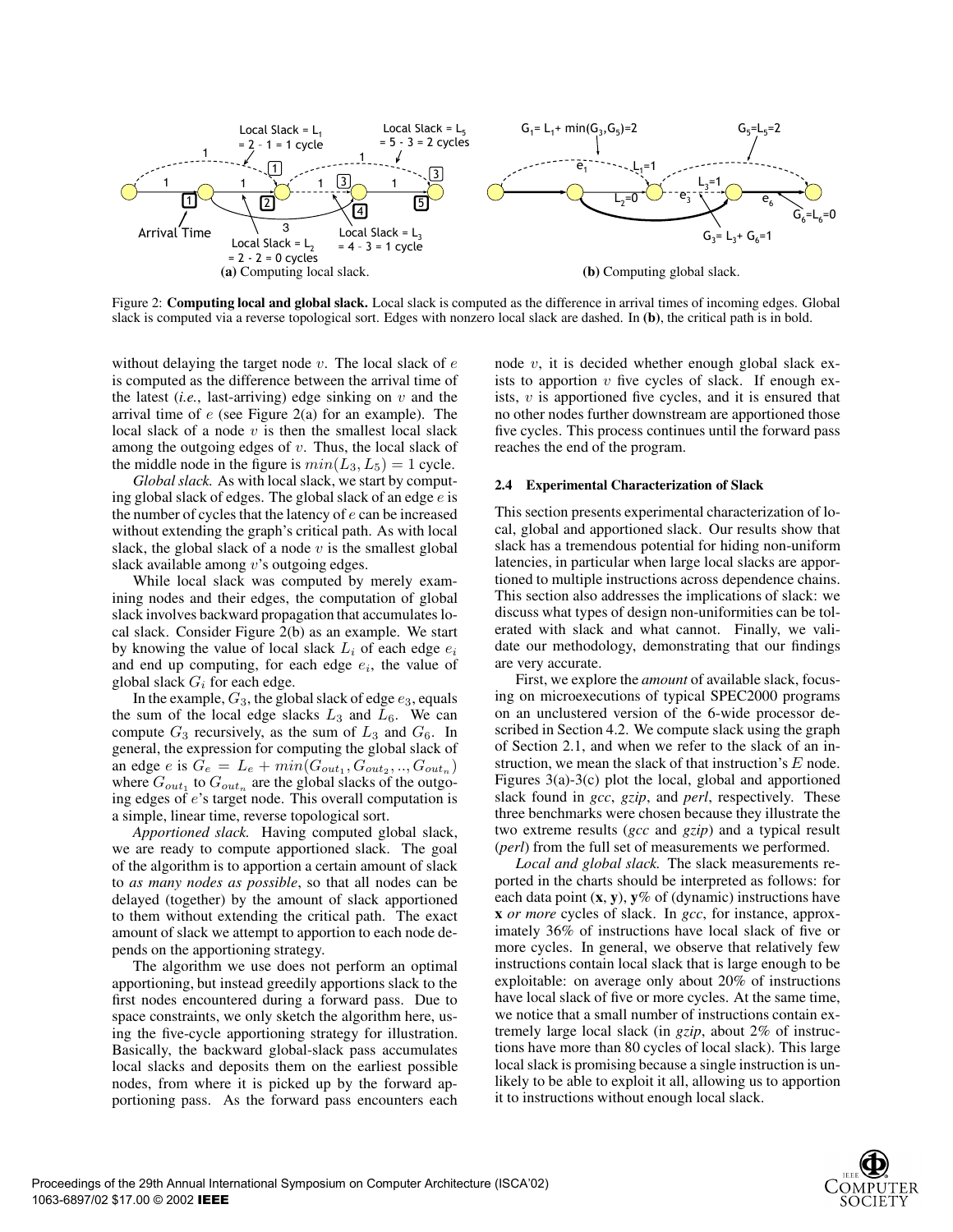Figure 2: **Computing local and global slack.** Local slack is computed as the difference in arrival times of incoming edges. Global slack is computed via a reverse topological sort. Edges with nonzero local slack are dashed. In **(b)**, the critical path is in bold.

without delaying the target node $v$. The local slack of $e$ is computed as the difference between the arrival time of the latest (*i.e.*, last-arriving) edge sinking on $v$ and the arrival time of $e$ (see Figure 2(a) for an example). The local slack of a node $v$ is then the smallest local slack among the outgoing edges of $v$. Thus, the local slack of the middle node in the figure is $min(L_3, L_5) = 1$ cycle.

*Global slack.* As with local slack, we start by computing global slack of edges. The global slack of an edge $e$ is the number of cycles that the latency of $e$ can be increased without extending the graph's critical path. As with local slack, the global slack of a node $v$ is the smallest global slack available among $v$'s outgoing edges.

While local slack was computed by merely examining nodes and their edges, the computation of global slack involves backward propagation that accumulates local slack. Consider Figure 2(b) as an example. We start by knowing the value of local slack $L_i$ of each edge $e_i$ and end up computing, for each edge $e_i$, the value of global slack $G_i$ for each edge.

In the example, $G_3$, the global slack of edge $e_3$, equals the sum of the local edge slacks $L_3$ and $L_6$. We can compute $G_3$ recursively, as the sum of $L_3$ and $G_6$. In general, the expression for computing the global slack of an edge $e$ is $G_e = L_e + min(G_{out_1}, G_{out_2}, .., G_{out_n})$ where $G_{out_1}$ to $G_{out_n}$ are the global slacks of the outgoing edges of $e$'s target node. This overall computation is a simple, linear time, reverse topological sort.

*Apportioned slack.* Having computed global slack, we are ready to compute apportioned slack. The goal of the algorithm is to apportion a certain amount of slack to *as many nodes as possible*, so that all nodes can be delayed (together) by the amount of slack apportioned to them without extending the critical path. The exact amount of slack we attempt to apportion to each node depends on the apportioning strategy.

The algorithm we use does not perform an optimal apportioning, but instead greedily apportions slack to the first nodes encountered during a forward pass. Due to space constraints, we only sketch the algorithm here, using the five-cycle apportioning strategy for illustration. Basically, the backward global-slack pass accumulates local slacks and deposits them on the earliest possible nodes, from where it is picked up by the forward apportioning pass. As the forward pass encounters each node $v$, it is decided whether enough global slack exists to apportion $v$ five cycles of slack. If enough exists, $v$ is apportioned five cycles, and it is ensured that no other nodes further downstream are apportioned those five cycles. This process continues until the forward pass reaches the end of the program.

### 2.4 Experimental Characterization of Slack

This section presents experimental characterization of local, global and apportioned slack. Our results show that slack has a tremendous potential for hiding non-uniform latencies, in particular when large local slacks are apportioned to multiple instructions across dependence chains. This section also addresses the implications of slack: we discuss what types of design non-uniformities can be tolerated with slack and what cannot. Finally, we validate our methodology, demonstrating that our findings are very accurate.

First, we explore the *amount* of available slack, focusing on microexecutions of typical SPEC2000 programs on an unclustered version of the 6-wide processor described in Section 4.2. We compute slack using the graph of Section 2.1, and when we refer to the slack of an instruction, we mean the slack of that instruction's $E$ node. Figures 3(a)-3(c) plot the local, global and apportioned slack found in *gcc*, *gzip*, and *perl*, respectively. These three benchmarks were chosen because they illustrate the two extreme results (*gcc* and *gzip*) and a typical result (*perl*) from the full set of measurements we performed.

*Local and global slack.* The slack measurements reported in the charts should be interpreted as follows: for each data point (**x**, **y**), **y**% of (dynamic) instructions have **x** *or more* cycles of slack. In *gcc*, for instance, approximately 36% of instructions have local slack of five or more cycles. In general, we observe that relatively few instructions contain local slack that is large enough to be exploitable: on average only about 20% of instructions have local slack of five or more cycles. At the same time, we notice that a small number of instructions contain extremely large local slack (in *gzip*, about 2% of instructions have more than 80 cycles of local slack). This large local slack is promising because a single instruction is unlikely to be able to exploit it all, allowing us to apportion it to instructions without enough local slack.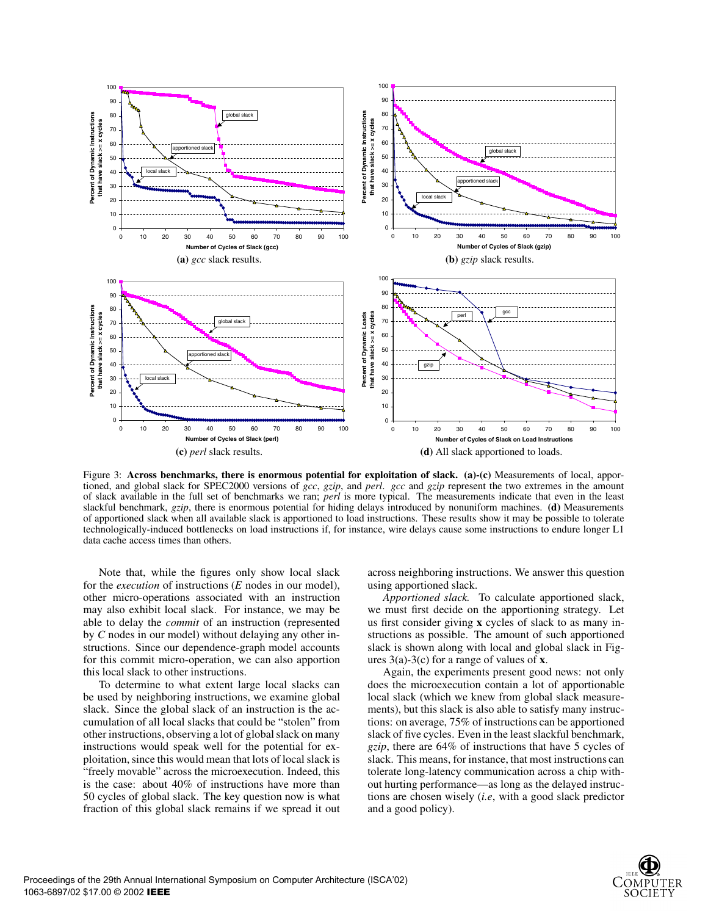(a) *gcc* slack results.

(b) *gzip* slack results.

(c) *perl* slack results.

(d) All slack apportioned to loads.

Figure 3: **Across benchmarks, there is enormous potential for exploitation of slack. (a)-(c)** Measurements of local, apportioned, and global slack for SPEC2000 versions of *gcc*, *gzip*, and *perl*. *gcc* and *gzip* represent the two extremes in the amount of slack available in the full set of benchmarks we ran; *perl* is more typical. The measurements indicate that even in the least slackful benchmark, *gzip*, there is enormous potential for hiding delays introduced by nonuniform machines. **(d)** Measurements of apportioned slack when all available slack is apportioned to load instructions. These results show it may be possible to tolerate technologically-induced bottlenecks on load instructions if, for instance, wire delays cause some instructions to endure longer L1 data cache access times than others.

Note that, while the figures only show local slack for the *execution* of instructions (*E* nodes in our model), other micro-operations associated with an instruction may also exhibit local slack. For instance, we may be able to delay the *commit* of an instruction (represented by *C* nodes in our model) without delaying any other instructions. Since our dependence-graph model accounts for this commit micro-operation, we can also apportion this local slack to other instructions.

To determine to what extent large local slacks can be used by neighboring instructions, we examine global slack. Since the global slack of an instruction is the accumulation of all local slacks that could be "stolen" from other instructions, observing a lot of global slack on many instructions would speak well for the potential for exploitation, since this would mean that lots of local slack is "freely movable" across the microexecution. Indeed, this is the case: about 40% of instructions have more than 50 cycles of global slack. The key question now is what fraction of this global slack remains if we spread it out across neighboring instructions. We answer this question using apportioned slack.

*Apportioned slack.* To calculate apportioned slack, we must first decide on the apportioning strategy. Let us first consider giving **x** cycles of slack to as many instructions as possible. The amount of such apportioned slack is shown along with local and global slack in Figures 3(a)-3(c) for a range of values of **x**.

Again, the experiments present good news: not only does the microexecution contain a lot of apportionable local slack (which we knew from global slack measurements), but this slack is also able to satisfy many instructions: on average, 75% of instructions can be apportioned slack of five cycles. Even in the least slackful benchmark, *gzip*, there are 64% of instructions that have 5 cycles of slack. This means, for instance, that most instructions can tolerate long-latency communication across a chip without hurting performance—as long as the delayed instructions are chosen wisely (*i.e*, with a good slack predictor and a good policy).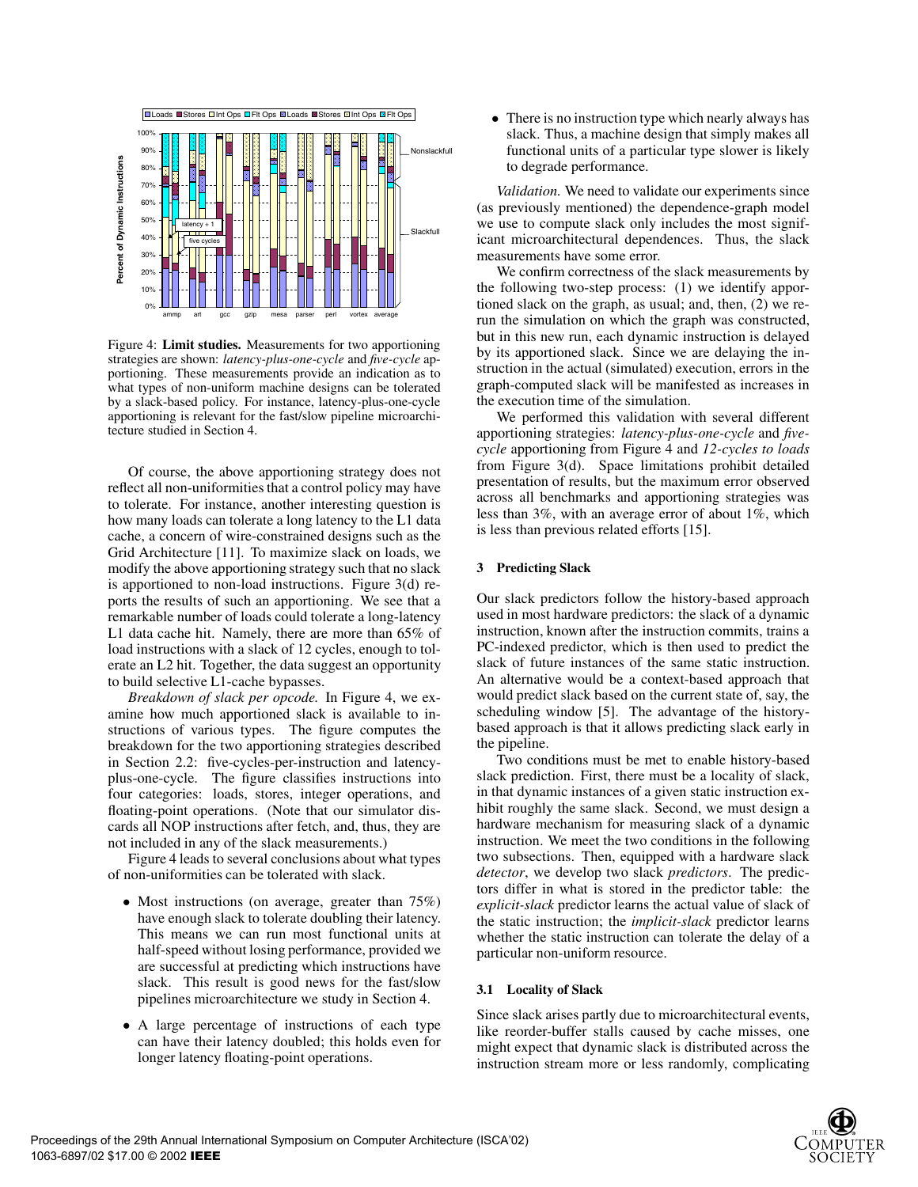Figure 4: **Limit studies.** Measurements for two apportioning strategies are shown: *latency-plus-one-cycle* and *five-cycle* apportioning. These measurements provide an indication as to what types of non-uniform machine designs can be tolerated by a slack-based policy. For instance, latency-plus-one-cycle apportioning is relevant for the fast/slow pipeline microarchitecture studied in Section 4.

Of course, the above apportioning strategy does not reflect all non-uniformities that a control policy may have to tolerate. For instance, another interesting question is how many loads can tolerate a long latency to the L1 data cache, a concern of wire-constrained designs such as the Grid Architecture [11]. To maximize slack on loads, we modify the above apportioning strategy such that no slack is apportioned to non-load instructions. Figure 3(d) reports the results of such an apportioning. We see that a remarkable number of loads could tolerate a long-latency L1 data cache hit. Namely, there are more than 65% of load instructions with a slack of 12 cycles, enough to tolerate an L2 hit. Together, the data suggest an opportunity to build selective L1-cache bypasses.

*Breakdown of slack per opcode.* In Figure 4, we examine how much apportioned slack is available to instructions of various types. The figure computes the breakdown for the two apportioning strategies described in Section 2.2: five-cycles-per-instruction and latency-plus-one-cycle. The figure classifies instructions into four categories: loads, stores, integer operations, and floating-point operations. (Note that our simulator discards all NOP instructions after fetch, and, thus, they are not included in any of the slack measurements.)

Figure 4 leads to several conclusions about what types of non-uniformities can be tolerated with slack.

- Most instructions (on average, greater than 75%) have enough slack to tolerate doubling their latency. This means we can run most functional units at half-speed without losing performance, provided we are successful at predicting which instructions have slack. This result is good news for the fast/slow pipelines microarchitecture we study in Section 4.
- A large percentage of instructions of each type can have their latency doubled; this holds even for longer latency floating-point operations.
- There is no instruction type which nearly always has slack. Thus, a machine design that simply makes all functional units of a particular type slower is likely to degrade performance.

*Validation.* We need to validate our experiments since (as previously mentioned) the dependence-graph model we use to compute slack only includes the most significant microarchitectural dependences. Thus, the slack measurements have some error.

We confirm correctness of the slack measurements by the following two-step process: (1) we identify apportioned slack on the graph, as usual; and, then, (2) we rerun the simulation on which the graph was constructed, but in this new run, each dynamic instruction is delayed by its apportioned slack. Since we are delaying the instruction in the actual (simulated) execution, errors in the graph-computed slack will be manifested as increases in the execution time of the simulation.

We performed this validation with several different apportioning strategies: *latency-plus-one-cycle* and *five-cycle* apportioning from Figure 4 and *12-cycles to loads* from Figure 3(d). Space limitations prohibit detailed presentation of results, but the maximum error observed across all benchmarks and apportioning strategies was less than 3%, with an average error of about 1%, which is less than previous related efforts [15].

## 3 Predicting Slack

Our slack predictors follow the history-based approach used in most hardware predictors: the slack of a dynamic instruction, known after the instruction commits, trains a PC-indexed predictor, which is then used to predict the slack of future instances of the same static instruction. An alternative would be a context-based approach that would predict slack based on the current state of, say, the scheduling window [5]. The advantage of the history-based approach is that it allows predicting slack early in the pipeline.

Two conditions must be met to enable history-based slack prediction. First, there must be a locality of slack, in that dynamic instances of a given static instruction exhibit roughly the same slack. Second, we must design a hardware mechanism for measuring slack of a dynamic instruction. We meet the two conditions in the following two subsections. Then, equipped with a hardware slack *detector*, we develop two slack *predictors*. The predictors differ in what is stored in the predictor table: the *explicit-slack* predictor learns the actual value of slack of the static instruction; the *implicit-slack* predictor learns whether the static instruction can tolerate the delay of a particular non-uniform resource.

### 3.1 Locality of Slack

Since slack arises partly due to microarchitectural events, like reorder-buffer stalls caused by cache misses, one might expect that dynamic slack is distributed across the instruction stream more or less randomly, complicating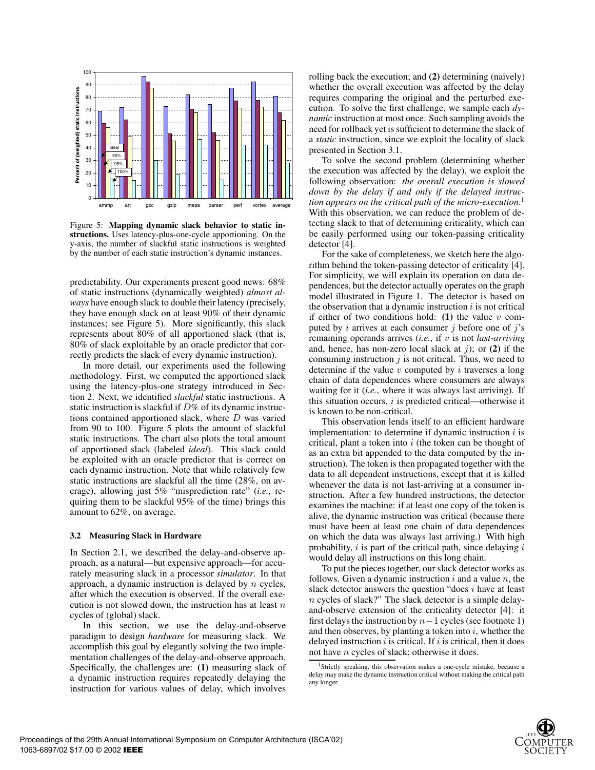Figure 5: **Mapping dynamic slack behavior to static instructions.** Uses latency-plus-one-cycle apportioning. On the y-axis, the number of slackful static instructions is weighted by the number of each static instruction's dynamic instances.

predictability. Our experiments present good news: 68% of static instructions (dynamically weighted) *almost always* have enough slack to double their latency (precisely, they have enough slack on at least 90% of their dynamic instances; see Figure 5). More significantly, this slack represents about 80% of all apportioned slack (that is, 80% of slack exploitable by an oracle predictor that correctly predicts the slack of every dynamic instruction).

In more detail, our experiments used the following methodology. First, we computed the apportioned slack using the latency-plus-one strategy introduced in Section 2. Next, we identified *slackful* static instructions. A static instruction is slackful if $D$% of its dynamic instructions contained apportioned slack, where $D$ was varied from 90 to 100. Figure 5 plots the amount of slackful static instructions. The chart also plots the total amount of apportioned slack (labeled *ideal*). This slack could be exploited with an oracle predictor that is correct on each dynamic instruction. Note that while relatively few static instructions are slackful all the time (28%, on average), allowing just 5% "misprediction rate" (*i.e.*, requiring them to be slackful 95% of the time) brings this amount to 62%, on average.

### 3.2 Measuring Slack in Hardware

In Section 2.1, we described the delay-and-observe approach, as a natural—but expensive approach—for accurately measuring slack in a processor *simulator*. In that approach, a dynamic instruction is delayed by $n$ cycles, after which the execution is observed. If the overall execution is not slowed down, the instruction has at least $n$ cycles of (global) slack.

In this section, we use the delay-and-observe paradigm to design *hardware* for measuring slack. We accomplish this goal by elegantly solving the two implementation challenges of the delay-and-observe approach. Specifically, the challenges are: **(1)** measuring slack of a dynamic instruction requires repeatedly delaying the instruction for various values of delay, which involves rolling back the execution; and **(2)** determining (naively) whether the overall execution was affected by the delay requires comparing the original and the perturbed execution. To solve the first challenge, we sample each *dynamic* instruction at most once. Such sampling avoids the need for rollback yet is sufficient to determine the slack of a *static* instruction, since we exploit the locality of slack presented in Section 3.1.

To solve the second problem (determining whether the execution was affected by the delay), we exploit the following observation: *the overall execution is slowed down by the delay if and only if the delayed instruction appears on the critical path of the micro-execution.*[1] With this observation, we can reduce the problem of detecting slack to that of determining criticality, which can be easily performed using our token-passing criticality detector [4].

For the sake of completeness, we sketch here the algorithm behind the token-passing detector of criticality [4]. For simplicity, we will explain its operation on data dependences, but the detector actually operates on the graph model illustrated in Figure 1. The detector is based on the observation that a dynamic instruction $i$ is not critical if either of two conditions hold: **(1)** the value $v$ computed by $i$ arrives at each consumer $j$ before one of $j$'s remaining operands arrives (*i.e.*, if $v$ is not *last-arriving* and, hence, has non-zero local slack at $j$); or **(2)** if the consuming instruction $j$ is not critical. Thus, we need to determine if the value $v$ computed by $i$ traverses a long chain of data dependences where consumers are always waiting for it (*i.e.*, where it was always last arriving). If this situation occurs, $i$ is predicted critical—otherwise it is known to be non-critical.

This observation lends itself to an efficient hardware implementation: to determine if dynamic instruction $i$ is critical, plant a token into $i$ (the token can be thought of as an extra bit appended to the data computed by the instruction). The token is then propagated together with the data to all dependent instructions, except that it is killed whenever the data is not last-arriving at a consumer instruction. After a few hundred instructions, the detector examines the machine: if at least one copy of the token is alive, the dynamic instruction was critical (because there must have been at least one chain of data dependences on which the data was always last arriving.) With high probability, $i$ is part of the critical path, since delaying $i$ would delay all instructions on this long chain.

To put the pieces together, our slack detector works as follows. Given a dynamic instruction $i$ and a value $n$, the slack detector answers the question "does $i$ have at least $n$ cycles of slack?" The slack detector is a simple delay-and-observe extension of the criticality detector [4]: it first delays the instruction by $n-1$ cycles (see footnote 1) and then observes, by planting a token into $i$, whether the delayed instruction $i$ is critical. If $i$ is critical, then it does not have $n$ cycles of slack; otherwise it does.

[1] Strictly speaking, this observation makes a one-cycle mistake, because a delay may make the dynamic instruction critical without making the critical path any longer.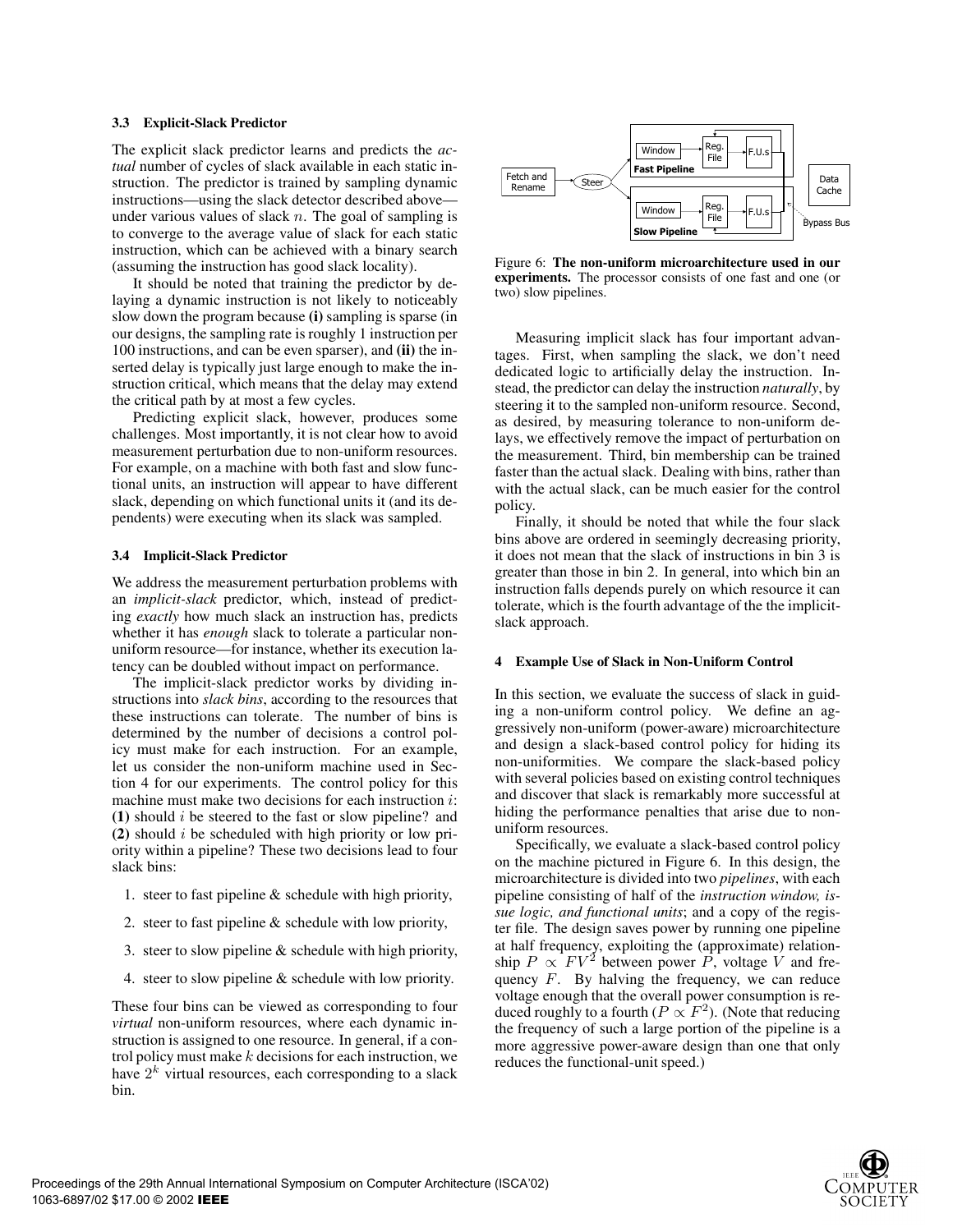### 3.3 Explicit-Slack Predictor

The explicit slack predictor learns and predicts the *actual* number of cycles of slack available in each static instruction. The predictor is trained by sampling dynamic instructions—using the slack detector described above—under various values of slack $n$. The goal of sampling is to converge to the average value of slack for each static instruction, which can be achieved with a binary search (assuming the instruction has good slack locality).

It should be noted that training the predictor by delaying a dynamic instruction is not likely to noticeably slow down the program because **(i)** sampling is sparse (in our designs, the sampling rate is roughly 1 instruction per 100 instructions, and can be even sparser), and **(ii)** the inserted delay is typically just large enough to make the instruction critical, which means that the delay may extend the critical path by at most a few cycles.

Predicting explicit slack, however, produces some challenges. Most importantly, it is not clear how to avoid measurement perturbation due to non-uniform resources. For example, on a machine with both fast and slow functional units, an instruction will appear to have different slack, depending on which functional units it (and its dependents) were executing when its slack was sampled.

### 3.4 Implicit-Slack Predictor

We address the measurement perturbation problems with an *implicit-slack* predictor, which, instead of predicting *exactly* how much slack an instruction has, predicts whether it has *enough* slack to tolerate a particular non-uniform resource—for instance, whether its execution latency can be doubled without impact on performance.

The implicit-slack predictor works by dividing instructions into *slack bins*, according to the resources that these instructions can tolerate. The number of bins is determined by the number of decisions a control policy must make for each instruction. For an example, let us consider the non-uniform machine used in Section 4 for our experiments. The control policy for this machine must make two decisions for each instruction $i$: **(1)** should $i$ be steered to the fast or slow pipeline? and **(2)** should $i$ be scheduled with high priority or low priority within a pipeline? These two decisions lead to four slack bins:

1. steer to fast pipeline & schedule with high priority,
2. steer to fast pipeline & schedule with low priority,
3. steer to slow pipeline & schedule with high priority,
4. steer to slow pipeline & schedule with low priority.

These four bins can be viewed as corresponding to four *virtual* non-uniform resources, where each dynamic instruction is assigned to one resource. In general, if a control policy must make $k$ decisions for each instruction, we have $2^k$ virtual resources, each corresponding to a slack bin.

Figure 6: **The non-uniform microarchitecture used in our experiments.** The processor consists of one fast and one (or two) slow pipelines.

Measuring implicit slack has four important advantages. First, when sampling the slack, we don't need dedicated logic to artificially delay the instruction. Instead, the predictor can delay the instruction *naturally*, by steering it to the sampled non-uniform resource. Second, as desired, by measuring tolerance to non-uniform delays, we effectively remove the impact of perturbation on the measurement. Third, bin membership can be trained faster than the actual slack. Dealing with bins, rather than with the actual slack, can be much easier for the control policy.

Finally, it should be noted that while the four slack bins above are ordered in seemingly decreasing priority, it does not mean that the slack of instructions in bin 3 is greater than those in bin 2. In general, into which bin an instruction falls depends purely on which resource it can tolerate, which is the fourth advantage of the the implicit-slack approach.

## 4 Example Use of Slack in Non-Uniform Control

In this section, we evaluate the success of slack in guiding a non-uniform control policy. We define an aggressively non-uniform (power-aware) microarchitecture and design a slack-based control policy for hiding its non-uniformities. We compare the slack-based policy with several policies based on existing control techniques and discover that slack is remarkably more successful at hiding the performance penalties that arise due to non-uniform resources.

Specifically, we evaluate a slack-based control policy on the machine pictured in Figure 6. In this design, the microarchitecture is divided into two *pipelines*, with each pipeline consisting of half of the *instruction window, issue logic, and functional units*; and a copy of the register file. The design saves power by running one pipeline at half frequency, exploiting the (approximate) relationship $P \propto FV^2$ between power $P$, voltage $V$ and frequency $F$. By halving the frequency, we can reduce voltage enough that the overall power consumption is reduced roughly to a fourth ($P \propto F^2$). (Note that reducing the frequency of such a large portion of the pipeline is a more aggressive power-aware design than one that only reduces the functional-unit speed.)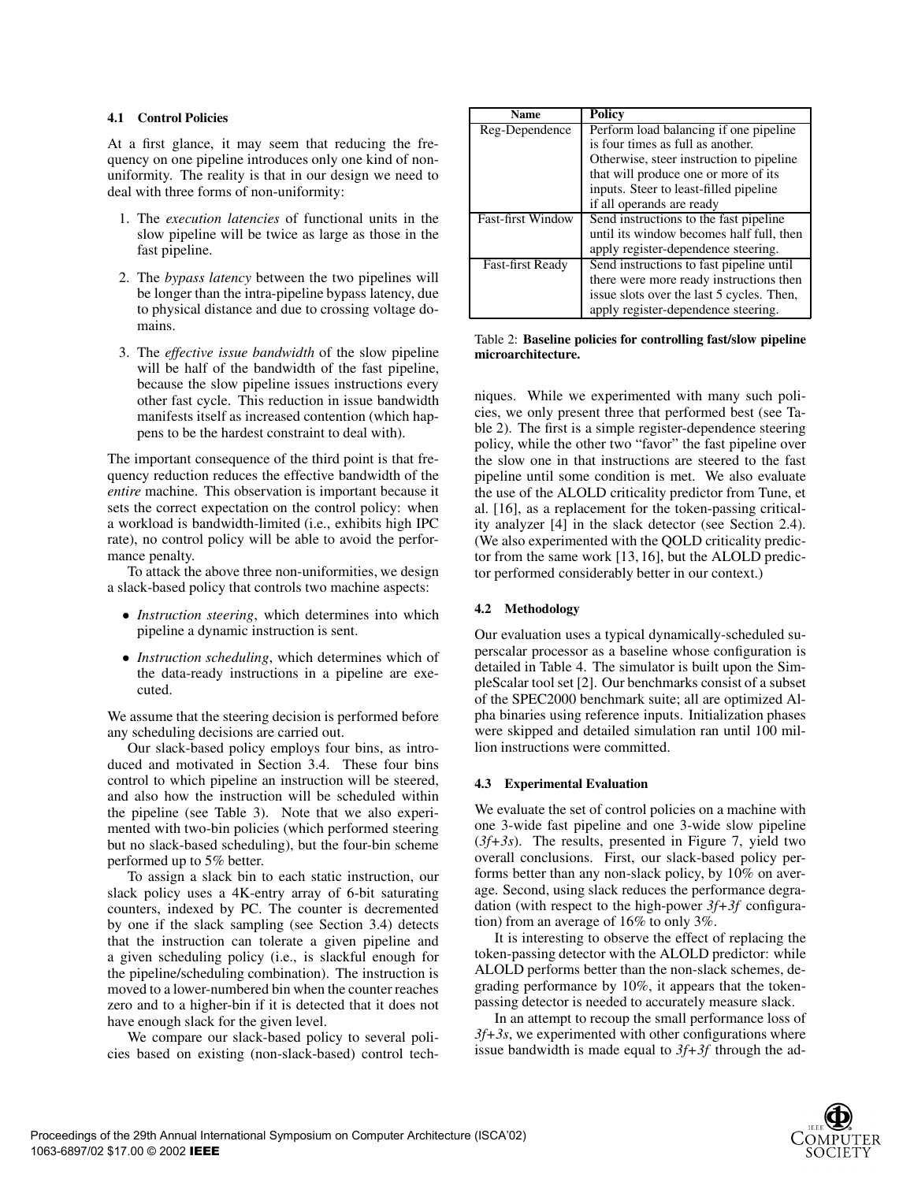### 4.1 Control Policies

At a first glance, it may seem that reducing the frequency on one pipeline introduces only one kind of non-uniformity. The reality is that in our design we need to deal with three forms of non-uniformity:

1. The *execution latencies* of functional units in the slow pipeline will be twice as large as those in the fast pipeline.
2. The *bypass latency* between the two pipelines will be longer than the intra-pipeline bypass latency, due to physical distance and due to crossing voltage domains.
3. The *effective issue bandwidth* of the slow pipeline will be half of the bandwidth of the fast pipeline, because the slow pipeline issues instructions every other fast cycle. This reduction in issue bandwidth manifests itself as increased contention (which happens to be the hardest constraint to deal with).

The important consequence of the third point is that frequency reduction reduces the effective bandwidth of the *entire* machine. This observation is important because it sets the correct expectation on the control policy: when a workload is bandwidth-limited (i.e., exhibits high IPC rate), no control policy will be able to avoid the performance penalty.

To attack the above three non-uniformities, we design a slack-based policy that controls two machine aspects:

- *Instruction steering*, which determines into which pipeline a dynamic instruction is sent.
- *Instruction scheduling*, which determines which of the data-ready instructions in a pipeline are executed.

We assume that the steering decision is performed before any scheduling decisions are carried out.

Our slack-based policy employs four bins, as introduced and motivated in Section 3.4. These four bins control to which pipeline an instruction will be steered, and also how the instruction will be scheduled within the pipeline (see Table 3). Note that we also experimented with two-bin policies (which performed steering but no slack-based scheduling), but the four-bin scheme performed up to 5% better.

To assign a slack bin to each static instruction, our slack policy uses a 4K-entry array of 6-bit saturating counters, indexed by PC. The counter is decremented by one if the slack sampling (see Section 3.4) detects that the instruction can tolerate a given pipeline and a given scheduling policy (i.e., is slackful enough for the pipeline/scheduling combination). The instruction is moved to a lower-numbered bin when the counter reaches zero and to a higher-bin if it is detected that it does not have enough slack for the given level.

We compare our slack-based policy to several policies based on existing (non-slack-based) control techniques. While we experimented with many such policies, we only present three that performed best (see Table 2). The first is a simple register-dependence steering policy, while the other two "favor" the fast pipeline over the slow one in that instructions are steered to the fast pipeline until some condition is met. We also evaluate the use of the ALOLD criticality predictor from Tune, et al. [16], as a replacement for the token-passing criticality analyzer [4] in the slack detector (see Section 2.4). (We also experimented with the QOLD criticality predictor from the same work [13, 16], but the ALOLD predictor performed considerably better in our context.)

| Name | Policy |
|---|---|
| Reg-Dependence | Perform load balancing if one pipeline is four times as full as another. Otherwise, steer instruction to pipeline that will produce one or more of its inputs. Steer to least-filled pipeline if all operands are ready |
| Fast-first Window | Send instructions to the fast pipeline until its window becomes half full, then apply register-dependence steering. |
| Fast-first Ready | Send instructions to fast pipeline until there were more ready instructions then issue slots over the last 5 cycles. Then, apply register-dependence steering. |

Table 2: **Baseline policies for controlling fast/slow pipeline microarchitecture.**

### 4.2 Methodology

Our evaluation uses a typical dynamically-scheduled superscalar processor as a baseline whose configuration is detailed in Table 4. The simulator is built upon the SimpleScalar tool set [2]. Our benchmarks consist of a subset of the SPEC2000 benchmark suite; all are optimized Alpha binaries using reference inputs. Initialization phases were skipped and detailed simulation ran until 100 million instructions were committed.

### 4.3 Experimental Evaluation

We evaluate the set of control policies on a machine with one 3-wide fast pipeline and one 3-wide slow pipeline (*3f+3s*). The results, presented in Figure 7, yield two overall conclusions. First, our slack-based policy performs better than any non-slack policy, by 10% on average. Second, using slack reduces the performance degradation (with respect to the high-power *3f+3f* configuration) from an average of 16% to only 3%.

It is interesting to observe the effect of replacing the token-passing detector with the ALOLD predictor: while ALOLD performs better than the non-slack schemes, degrading performance by 10%, it appears that the token-passing detector is needed to accurately measure slack.

In an attempt to recoup the small performance loss of *3f+3s*, we experimented with other configurations where issue bandwidth is made equal to *3f+3f* through the ad-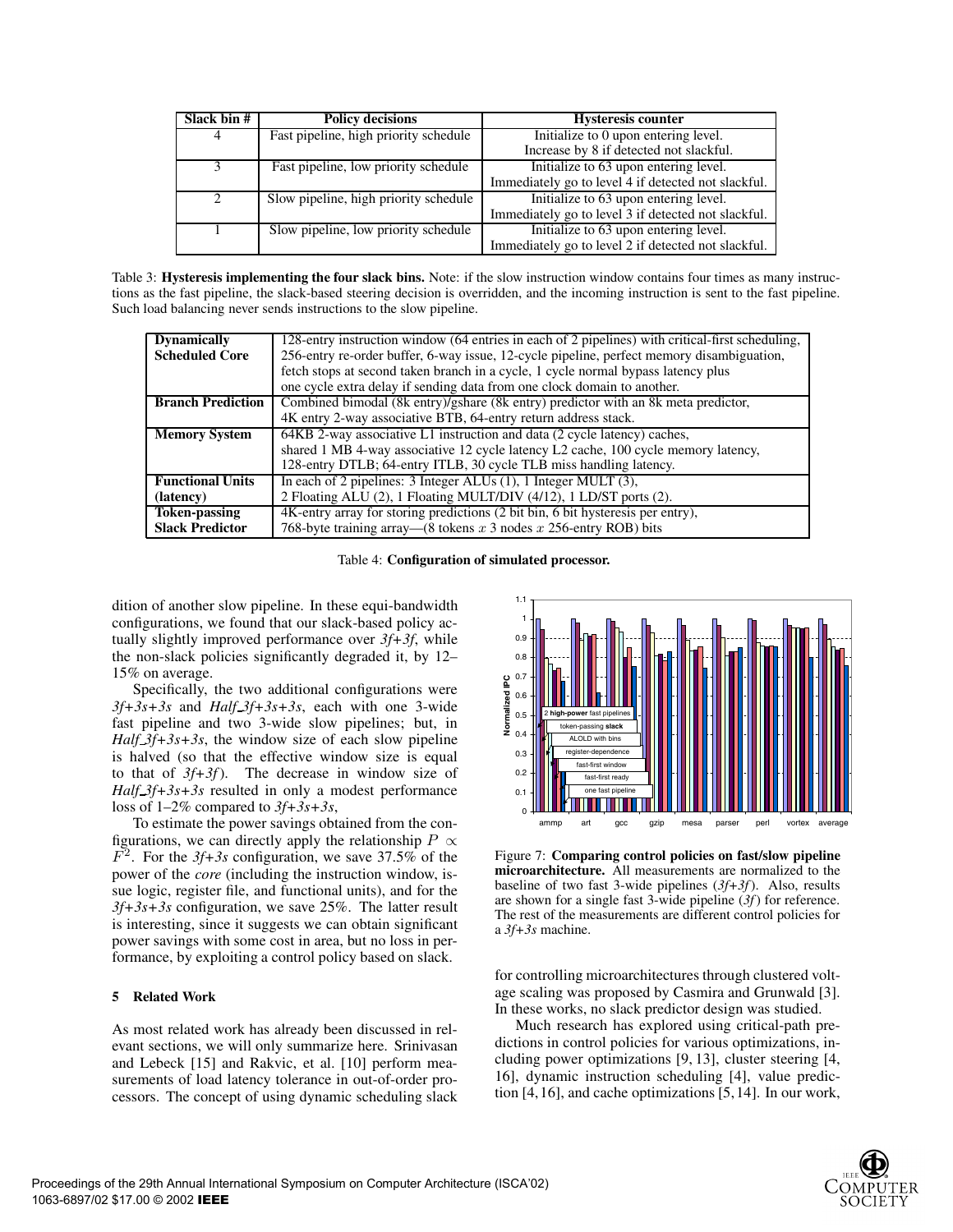| Slack bin # | Policy decisions | Hysteresis counter |
|---|---|---|
| 4 | Fast pipeline, high priority schedule | Initialize to 0 upon entering level. Increase by 8 if detected not slackful. |
| 3 | Fast pipeline, low priority schedule | Initialize to 63 upon entering level. Immediately go to level 4 if detected not slackful. |
| 2 | Slow pipeline, high priority schedule | Initialize to 63 upon entering level. Immediately go to level 3 if detected not slackful. |
| 1 | Slow pipeline, low priority schedule | Initialize to 63 upon entering level. Immediately go to level 2 if detected not slackful. |

Table 3: **Hysteresis implementing the four slack bins.** Note: if the slow instruction window contains four times as many instructions as the fast pipeline, the slack-based steering decision is overridden, and the incoming instruction is sent to the fast pipeline. Such load balancing never sends instructions to the slow pipeline.

| | |
|---|---|
| **Dynamically Scheduled Core** | 128-entry instruction window (64 entries in each of 2 pipelines) with critical-first scheduling, 256-entry re-order buffer, 6-way issue, 12-cycle pipeline, perfect memory disambiguation, fetch stops at second taken branch in a cycle, 1 cycle normal bypass latency plus one cycle extra delay if sending data from one clock domain to another. |
| **Branch Prediction** | Combined bimodal (8k entry)/gshare (8k entry) predictor with an 8k meta predictor, 4K entry 2-way associative BTB, 64-entry return address stack. |
| **Memory System** | 64KB 2-way associative L1 instruction and data (2 cycle latency) caches, shared 1 MB 4-way associative 12 cycle latency L2 cache, 100 cycle memory latency, 128-entry DTLB; 64-entry ITLB, 30 cycle TLB miss handling latency. |
| **Functional Units (latency)** | In each of 2 pipelines: 3 Integer ALUs (1), 1 Integer MULT (3), 2 Floating ALU (2), 1 Floating MULT/DIV (4/12), 1 LD/ST ports (2). |
| **Token-passing Slack Predictor** | 4K-entry array for storing predictions (2 bit bin, 6 bit hysteresis per entry), 768-byte training array—(8 tokens $x$ 3 nodes $x$ 256-entry ROB) bits |

Table 4: **Configuration of simulated processor.**

dition of another slow pipeline. In these equi-bandwidth configurations, we found that our slack-based policy actually slightly improved performance over *3f+3f*, while the non-slack policies significantly degraded it, by 12–15% on average.

Specifically, the two additional configurations were *3f+3s+3s* and *Half_3f+3s+3s*, each with one 3-wide fast pipeline and two 3-wide slow pipelines; but, in *Half_3f+3s+3s*, the window size of each slow pipeline is halved (so that the effective window size is equal to that of *3f+3f*). The decrease in window size of *Half_3f+3s+3s* resulted in only a modest performance loss of 1–2% compared to *3f+3s+3s*.

To estimate the power savings obtained from the configurations, we can directly apply the relationship $P \propto F^2$. For the *3f+3s* configuration, we save 37.5% of the power of the *core* (including the instruction window, issue logic, register file, and functional units), and for the *3f+3s+3s* configuration, we save 25%. The latter result is interesting, since it suggests we can obtain significant power savings with some cost in area, but no loss in performance, by exploiting a control policy based on slack.

Figure 7: **Comparing control policies on fast/slow pipeline microarchitecture.** All measurements are normalized to the baseline of two fast 3-wide pipelines (*3f+3f*). Also, results are shown for a single fast 3-wide pipeline (*3f*) for reference. The rest of the measurements are different control policies for a *3f+3s* machine.

## 5 Related Work

As most related work has already been discussed in relevant sections, we will only summarize here. Srinivasan and Lebeck [15] and Rakvic, et al. [10] perform measurements of load latency tolerance in out-of-order processors. The concept of using dynamic scheduling slack for controlling microarchitectures through clustered voltage scaling was proposed by Casmira and Grunwald [3]. In these works, no slack predictor design was studied.

Much research has explored using critical-path predictions in control policies for various optimizations, including power optimizations [9, 13], cluster steering [4, 16], dynamic instruction scheduling [4], value prediction [4, 16], and cache optimizations [5, 14]. In our work,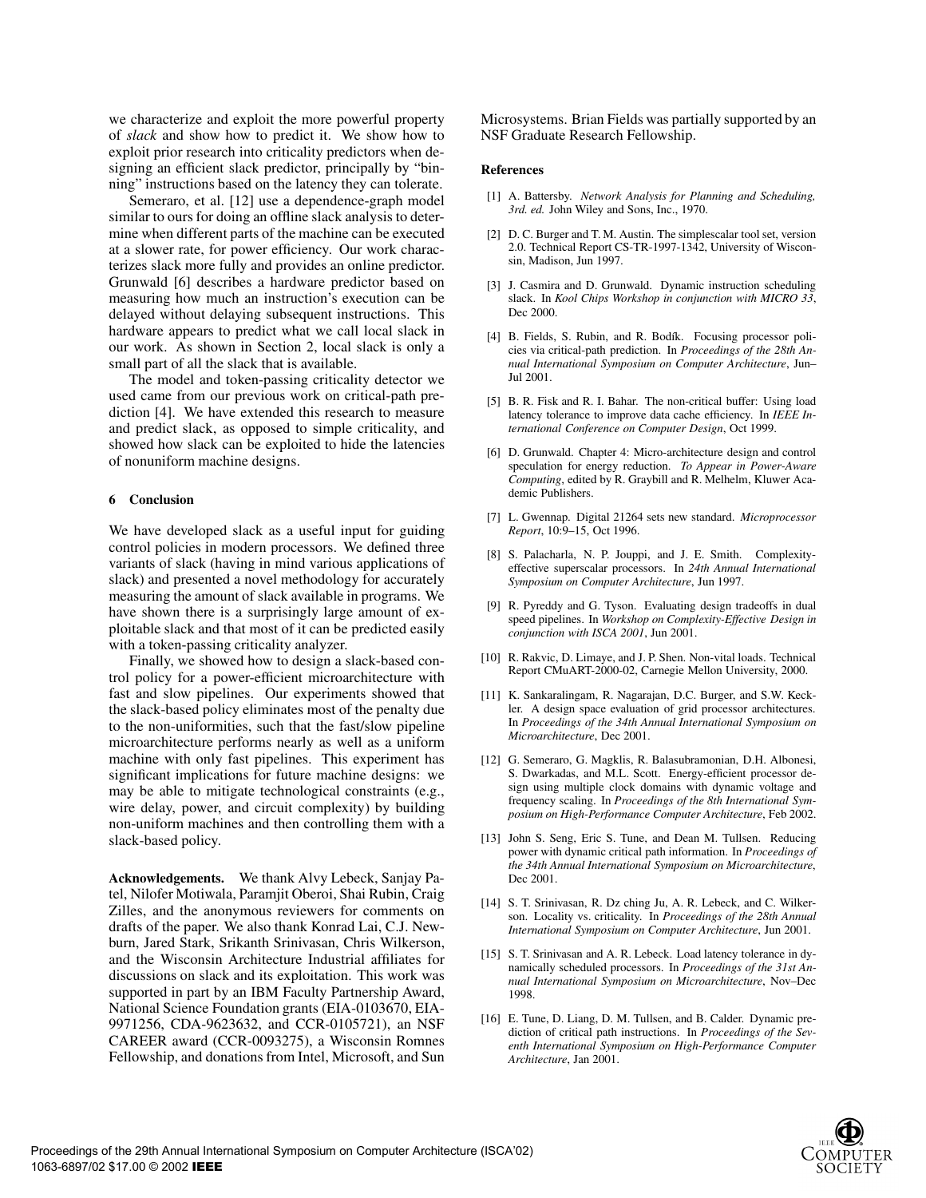we characterize and exploit the more powerful property of *slack* and show how to predict it. We show how to exploit prior research into criticality predictors when designing an efficient slack predictor, principally by "binning" instructions based on the latency they can tolerate.

Semeraro, et al. [12] use a dependence-graph model similar to ours for doing an offline slack analysis to determine when different parts of the machine can be executed at a slower rate, for power efficiency. Our work characterizes slack more fully and provides an online predictor. Grunwald [6] describes a hardware predictor based on measuring how much an instruction's execution can be delayed without delaying subsequent instructions. This hardware appears to predict what we call local slack in our work. As shown in Section 2, local slack is only a small part of all the slack that is available.

The model and token-passing criticality detector we used came from our previous work on critical-path prediction [4]. We have extended this research to measure and predict slack, as opposed to simple criticality, and showed how slack can be exploited to hide the latencies of nonuniform machine designs.

## 6 Conclusion

We have developed slack as a useful input for guiding control policies in modern processors. We defined three variants of slack (having in mind various applications of slack) and presented a novel methodology for accurately measuring the amount of slack available in programs. We have shown there is a surprisingly large amount of exploitable slack and that most of it can be predicted easily with a token-passing criticality analyzer.

Finally, we showed how to design a slack-based control policy for a power-efficient microarchitecture with fast and slow pipelines. Our experiments showed that the slack-based policy eliminates most of the penalty due to the non-uniformities, such that the fast/slow pipeline microarchitecture performs nearly as well as a uniform machine with only fast pipelines. This experiment has significant implications for future machine designs: we may be able to mitigate technological constraints (e.g., wire delay, power, and circuit complexity) by building non-uniform machines and then controlling them with a slack-based policy.

**Acknowledgements.** We thank Alvy Lebeck, Sanjay Patel, Nilofer Motiwala, Paramjit Oberoi, Shai Rubin, Craig Zilles, and the anonymous reviewers for comments on drafts of the paper. We also thank Konrad Lai, C.J. Newburn, Jared Stark, Srikanth Srinivasan, Chris Wilkerson, and the Wisconsin Architecture Industrial affiliates for discussions on slack and its exploitation. This work was supported in part by an IBM Faculty Partnership Award, National Science Foundation grants (EIA-0103670, EIA-9971256, CDA-9623632, and CCR-0105721), an NSF CAREER award (CCR-0093275), a Wisconsin Romnes Fellowship, and donations from Intel, Microsoft, and Sun Microsystems. Brian Fields was partially supported by an NSF Graduate Research Fellowship.

### References

[1] A. Battersby. *Network Analysis for Planning and Scheduling, 3rd. ed.* John Wiley and Sons, Inc., 1970.

[2] D. C. Burger and T. M. Austin. The simplescalar tool set, version 2.0. Technical Report CS-TR-1997-1342, University of Wisconsin, Madison, Jun 1997.

[3] J. Casmira and D. Grunwald. Dynamic instruction scheduling slack. In *Kool Chips Workshop in conjunction with MICRO 33*, Dec 2000.

[4] B. Fields, S. Rubin, and R. Bodík. Focusing processor policies via critical-path prediction. In *Proceedings of the 28th Annual International Symposium on Computer Architecture*, Jun–Jul 2001.

[5] B. R. Fisk and R. I. Bahar. The non-critical buffer: Using load latency tolerance to improve data cache efficiency. In *IEEE International Conference on Computer Design*, Oct 1999.

[6] D. Grunwald. Chapter 4: Micro-architecture design and control speculation for energy reduction. *To Appear in Power-Aware Computing*, edited by R. Graybill and R. Melhelm, Kluwer Academic Publishers.

[7] L. Gwennap. Digital 21264 sets new standard. *Microprocessor Report*, 10:9–15, Oct 1996.

[8] S. Palacharla, N. P. Jouppi, and J. E. Smith. Complexity-effective superscalar processors. In *24th Annual International Symposium on Computer Architecture*, Jun 1997.

[9] R. Pyreddy and G. Tyson. Evaluating design tradeoffs in dual speed pipelines. In *Workshop on Complexity-Effective Design in conjunction with ISCA 2001*, Jun 2001.

[10] R. Rakvic, D. Limaye, and J. P. Shen. Non-vital loads. Technical Report CMuART-2000-02, Carnegie Mellon University, 2000.

[11] K. Sankaralingam, R. Nagarajan, D.C. Burger, and S.W. Keckler. A design space evaluation of grid processor architectures. In *Proceedings of the 34th Annual International Symposium on Microarchitecture*, Dec 2001.

[12] G. Semeraro, G. Magklis, R. Balasubramonian, D.H. Albonesi, S. Dwarkadas, and M.L. Scott. Energy-efficient processor design using multiple clock domains with dynamic voltage and frequency scaling. In *Proceedings of the 8th International Symposium on High-Performance Computer Architecture*, Feb 2002.

[13] John S. Seng, Eric S. Tune, and Dean M. Tullsen. Reducing power with dynamic critical path information. In *Proceedings of the 34th Annual International Symposium on Microarchitecture*, Dec 2001.

[14] S. T. Srinivasan, R. Dz ching Ju, A. R. Lebeck, and C. Wilkerson. Locality vs. criticality. In *Proceedings of the 28th Annual International Symposium on Computer Architecture*, Jun 2001.

[15] S. T. Srinivasan and A. R. Lebeck. Load latency tolerance in dynamically scheduled processors. In *Proceedings of the 31st Annual International Symposium on Microarchitecture*, Nov–Dec 1998.

[16] E. Tune, D. Liang, D. M. Tullsen, and B. Calder. Dynamic prediction of critical path instructions. In *Proceedings of the Seventh International Symposium on High-Performance Computer Architecture*, Jan 2001.